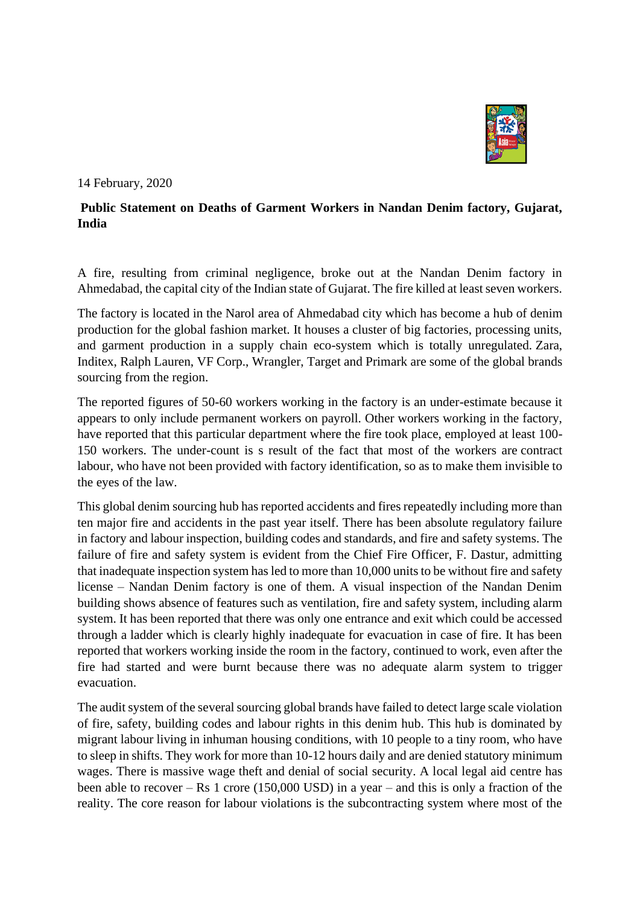14 February, 2020

**Public Statement on Deaths of Garment Workers in Nandan Denim factory, Gujarat, India**

A fire, resulting from criminal negligence, broke out at the Nandan Denim factory in Ahmedabad, the capital city of the Indian state of Gujarat. The fire killed at least seven workers.

The factory is located in the Narol area of Ahmedabad city which has become a hub of denim production for the global fashion market. It houses a cluster of big factories, processing units, and garment production in a supply chain eco-system which is totally unregulated. Zara, Inditex, Ralph Lauren, VF Corp., Wrangler, Target and Primark are some of the global brands sourcing from the region.

The reported figures of 50-60 workers working in the factory is an under-estimate because it appears to only include permanent workers on payroll. Other workers working in the factory, have reported that this particular department where the fire took place, employed at least 100-150 workers. The under-count is s result of the fact that most of the workers are contract labour, who have not been provided with factory identification, so as to make them invisible to the eyes of the law.

This global denim sourcing hub has reported accidents and fires repeatedly including more than ten major fire and accidents in the past year itself. There has been absolute regulatory failure in factory and labour inspection, building codes and standards, and fire and safety systems. The failure of fire and safety system is evident from the Chief Fire Officer, F. Dastur, admitting that inadequate inspection system has led to more than 10,000 units to be without fire and safety license – Nandan Denim factory is one of them. A visual inspection of the Nandan Denim building shows absence of features such as ventilation, fire and safety system, including alarm system. It has been reported that there was only one entrance and exit which could be accessed through a ladder which is clearly highly inadequate for evacuation in case of fire. It has been reported that workers working inside the room in the factory, continued to work, even after the fire had started and were burnt because there was no adequate alarm system to trigger evacuation.

The audit system of the several sourcing global brands have failed to detect large scale violation of fire, safety, building codes and labour rights in this denim hub. This hub is dominated by migrant labour living in inhuman housing conditions, with 10 people to a tiny room, who have to sleep in shifts. They work for more than 10-12 hours daily and are denied statutory minimum wages. There is massive wage theft and denial of social security. A local legal aid centre has been able to recover – Rs 1 crore (150,000 USD) in a year – and this is only a fraction of the reality. The core reason for labour violations is the subcontracting system where most of the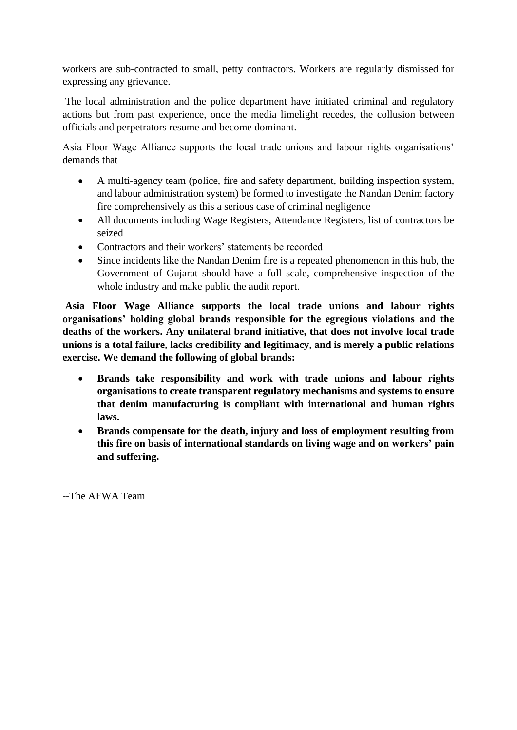workers are sub-contracted to small, petty contractors. Workers are regularly dismissed for expressing any grievance.

The local administration and the police department have initiated criminal and regulatory actions but from past experience, once the media limelight recedes, the collusion between officials and perpetrators resume and become dominant.

Asia Floor Wage Alliance supports the local trade unions and labour rights organisations' demands that

- A multi-agency team (police, fire and safety department, building inspection system, and labour administration system) be formed to investigate the Nandan Denim factory fire comprehensively as this a serious case of criminal negligence
- All documents including Wage Registers, Attendance Registers, list of contractors be seized
- Contractors and their workers' statements be recorded
- Since incidents like the Nandan Denim fire is a repeated phenomenon in this hub, the Government of Gujarat should have a full scale, comprehensive inspection of the whole industry and make public the audit report.

**Asia Floor Wage Alliance supports the local trade unions and labour rights organisations' holding global brands responsible for the egregious violations and the deaths of the workers. Any unilateral brand initiative, that does not involve local trade unions is a total failure, lacks credibility and legitimacy, and is merely a public relations exercise. We demand the following of global brands:**

- **Brands take responsibility and work with trade unions and labour rights organisations to create transparent regulatory mechanisms and systems to ensure that denim manufacturing is compliant with international and human rights laws.**
- **Brands compensate for the death, injury and loss of employment resulting from this fire on basis of international standards on living wage and on workers' pain and suffering.**

--The AFWA Team